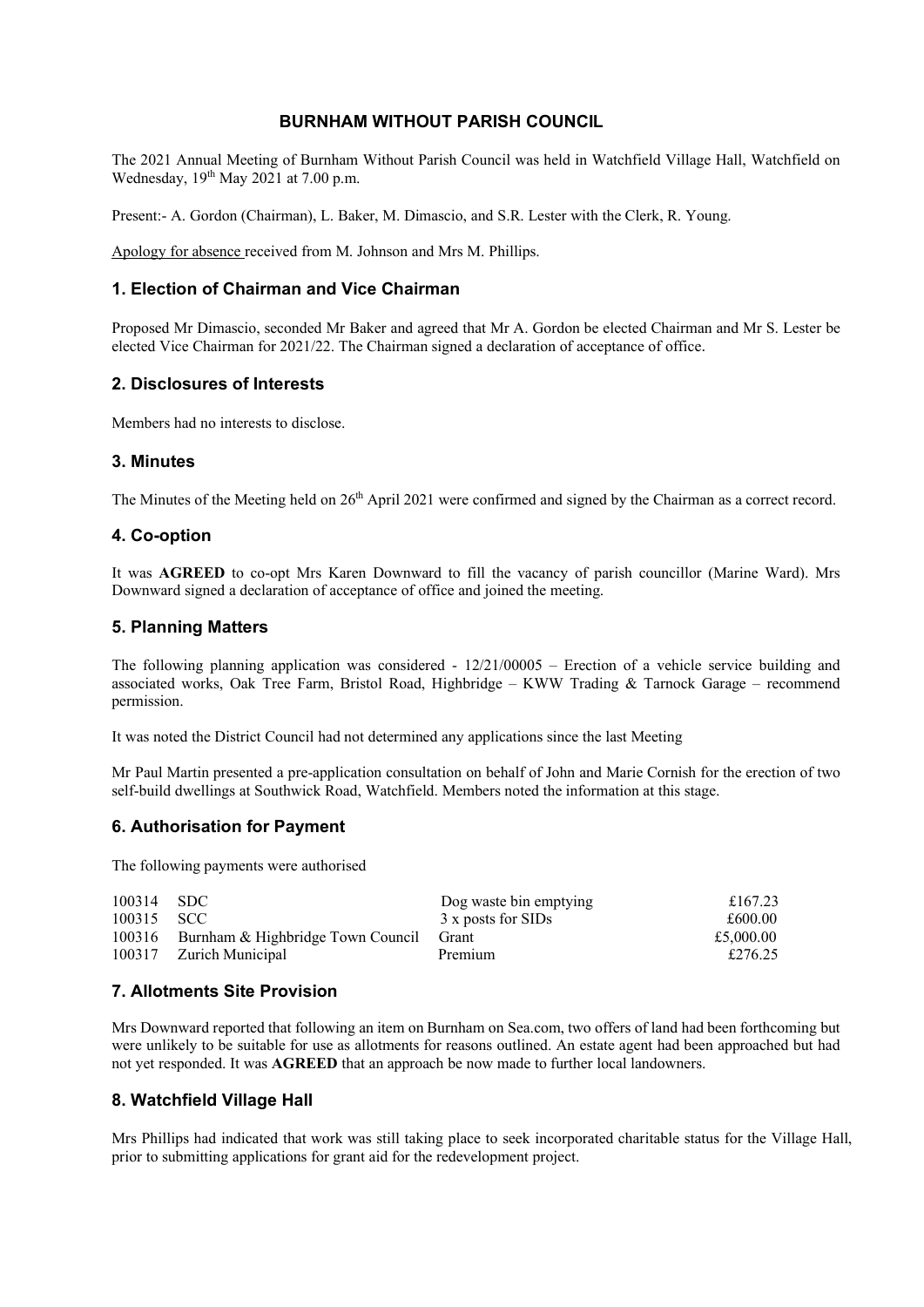# BURNHAM WITHOUT PARISH COUNCIL

The 2021 Annual Meeting of Burnham Without Parish Council was held in Watchfield Village Hall, Watchfield on Wednesday, 19th May 2021 at 7.00 p.m.

Present:- A. Gordon (Chairman), L. Baker, M. Dimascio, and S.R. Lester with the Clerk, R. Young.

Apology for absence received from M. Johnson and Mrs M. Phillips.

## 1. Election of Chairman and Vice Chairman

Proposed Mr Dimascio, seconded Mr Baker and agreed that Mr A. Gordon be elected Chairman and Mr S. Lester be elected Vice Chairman for 2021/22. The Chairman signed a declaration of acceptance of office.

## 2. Disclosures of Interests

Members had no interests to disclose.

## 3. Minutes

The Minutes of the Meeting held on 26th April 2021 were confirmed and signed by the Chairman as a correct record.

## 4. Co-option

It was **AGREED** to co-opt Mrs Karen Downward to fill the vacancy of parish councillor (Marine Ward). Mrs Downward signed a declaration of acceptance of office and joined the meeting.

## 5. Planning Matters

The following planning application was considered - 12/21/00005 – Erection of a vehicle service building and associated works, Oak Tree Farm, Bristol Road, Highbridge – KWW Trading & Tarnock Garage – recommend permission.

It was noted the District Council had not determined any applications since the last Meeting

Mr Paul Martin presented a pre-application consultation on behalf of John and Marie Cornish for the erection of two self-build dwellings at Southwick Road, Watchfield. Members noted the information at this stage.

## 6. Authorisation for Payment

The following payments were authorised

| | | | |
|---|---|---|---|
| 100314 | SDC | Dog waste bin emptying | £167.23 |
| 100315 | SCC | 3 x posts for SIDs | £600.00 |
| 100316 | Burnham & Highbridge Town Council | Grant | £5,000.00 |
| 100317 | Zurich Municipal | Premium | £276.25 |

## 7. Allotments Site Provision

Mrs Downward reported that following an item on Burnham on Sea.com, two offers of land had been forthcoming but were unlikely to be suitable for use as allotments for reasons outlined. An estate agent had been approached but had not yet responded. It was **AGREED** that an approach be now made to further local landowners.

## 8. Watchfield Village Hall

Mrs Phillips had indicated that work was still taking place to seek incorporated charitable status for the Village Hall, prior to submitting applications for grant aid for the redevelopment project.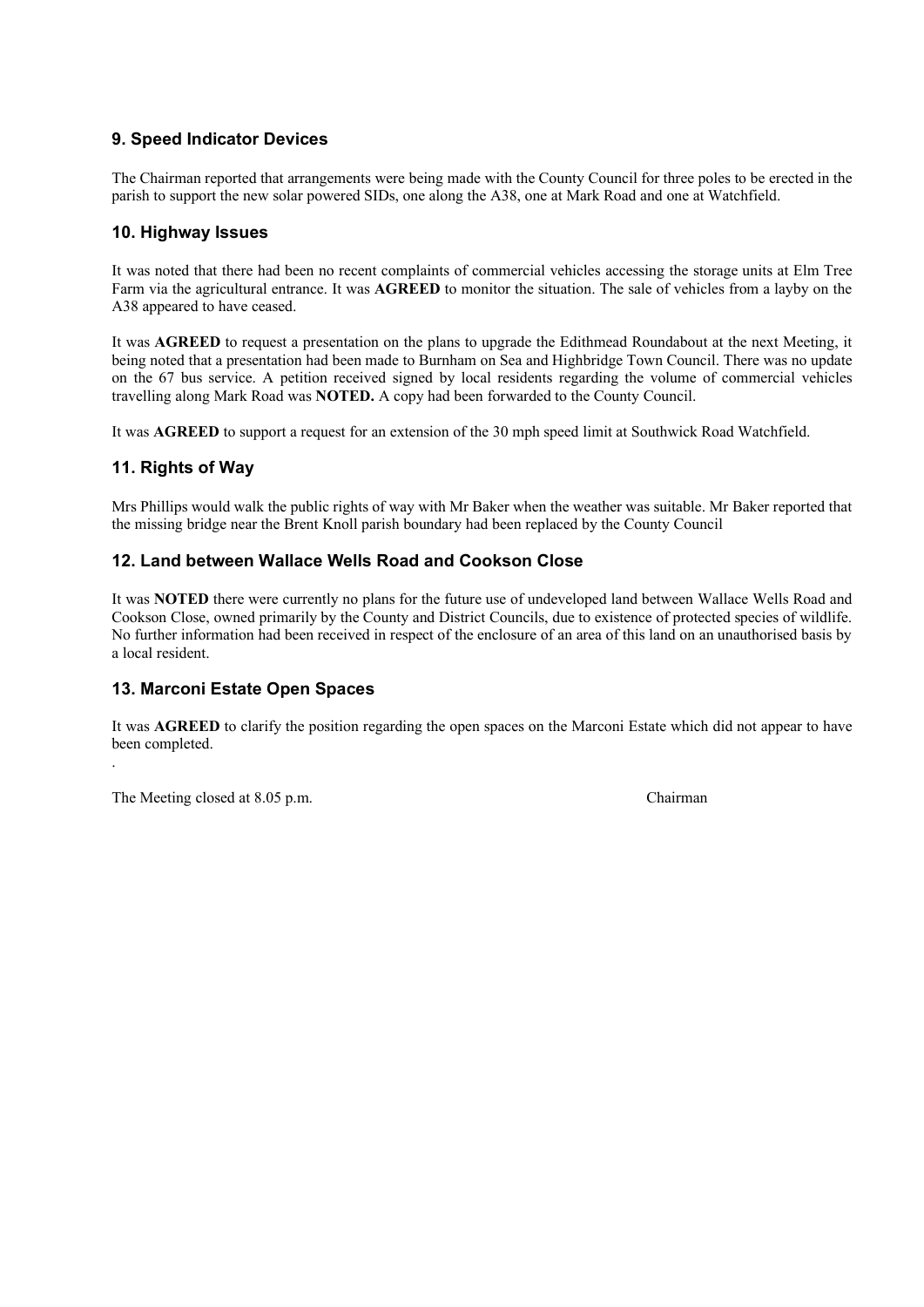## 9. Speed Indicator Devices

The Chairman reported that arrangements were being made with the County Council for three poles to be erected in the parish to support the new solar powered SIDs, one along the A38, one at Mark Road and one at Watchfield.

## 10. Highway Issues

It was noted that there had been no recent complaints of commercial vehicles accessing the storage units at Elm Tree Farm via the agricultural entrance. It was **AGREED** to monitor the situation. The sale of vehicles from a layby on the A38 appeared to have ceased.

It was **AGREED** to request a presentation on the plans to upgrade the Edithmead Roundabout at the next Meeting, it being noted that a presentation had been made to Burnham on Sea and Highbridge Town Council. There was no update on the 67 bus service. A petition received signed by local residents regarding the volume of commercial vehicles travelling along Mark Road was **NOTED.** A copy had been forwarded to the County Council.

It was **AGREED** to support a request for an extension of the 30 mph speed limit at Southwick Road Watchfield.

## 11. Rights of Way

Mrs Phillips would walk the public rights of way with Mr Baker when the weather was suitable. Mr Baker reported that the missing bridge near the Brent Knoll parish boundary had been replaced by the County Council

## 12. Land between Wallace Wells Road and Cookson Close

It was **NOTED** there were currently no plans for the future use of undeveloped land between Wallace Wells Road and Cookson Close, owned primarily by the County and District Councils, due to existence of protected species of wildlife. No further information had been received in respect of the enclosure of an area of this land on an unauthorised basis by a local resident.

## 13. Marconi Estate Open Spaces

It was **AGREED** to clarify the position regarding the open spaces on the Marconi Estate which did not appear to have been completed.

.

The Meeting closed at 8.05 p.m. Chairman